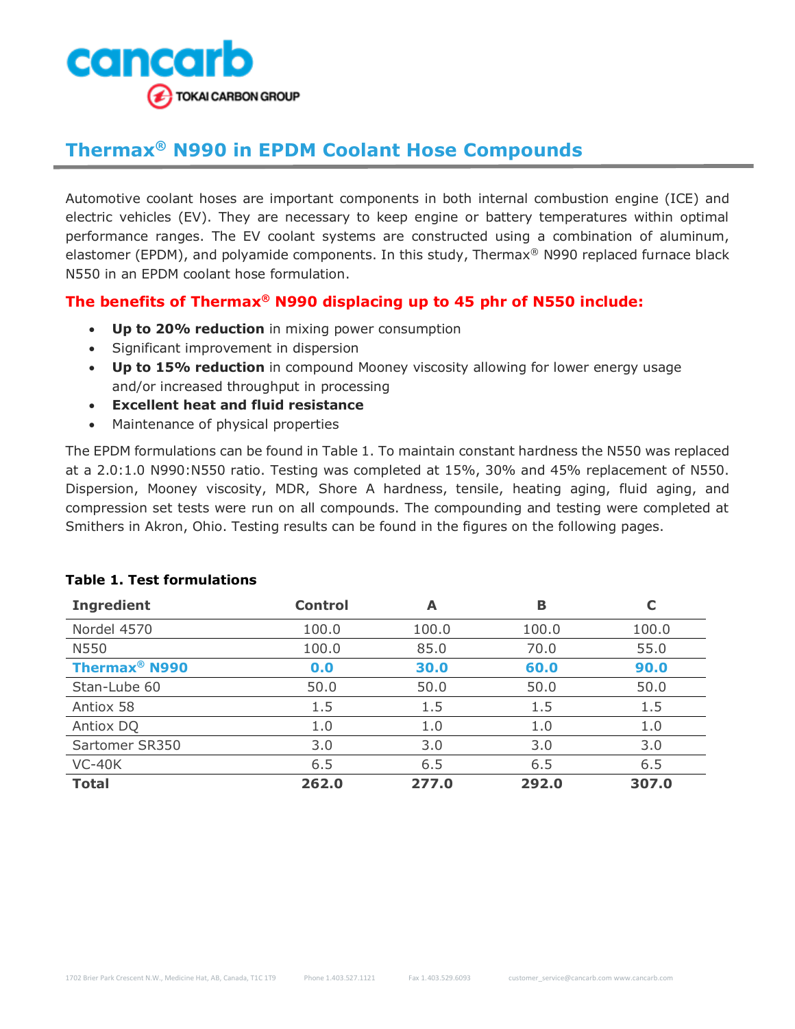# Thermax® N990 in EPDM Coolant Hose Compounds

Automotive coolant hoses are important components in both internal combustion engine (ICE) and electric vehicles (EV). They are necessary to keep engine or battery temperatures within optimal performance ranges. The EV coolant systems are constructed using a combination of aluminum, elastomer (EPDM), and polyamide components. In this study, Thermax® N990 replaced furnace black N550 in an EPDM coolant hose formulation.

## The benefits of Thermax® N990 displacing up to 45 phr of N550 include:

- **Up to 20% reduction** in mixing power consumption
- Significant improvement in dispersion
- **Up to 15% reduction** in compound Mooney viscosity allowing for lower energy usage and/or increased throughput in processing
- **Excellent heat and fluid resistance**
- Maintenance of physical properties

The EPDM formulations can be found in Table 1. To maintain constant hardness the N550 was replaced at a 2.0:1.0 N990:N550 ratio. Testing was completed at 15%, 30% and 45% replacement of N550. Dispersion, Mooney viscosity, MDR, Shore A hardness, tensile, heating aging, fluid aging, and compression set tests were run on all compounds. The compounding and testing were completed at Smithers in Akron, Ohio. Testing results can be found in the figures on the following pages.

**Table 1. Test formulations**

| Ingredient | Control | A | B | C |
|---|---|---|---|---|
| Nordel 4570 | 100.0 | 100.0 | 100.0 | 100.0 |
| N550 | 100.0 | 85.0 | 70.0 | 55.0 |
| **Thermax® N990** | **0.0** | **30.0** | **60.0** | **90.0** |
| Stan-Lube 60 | 50.0 | 50.0 | 50.0 | 50.0 |
| Antiox 58 | 1.5 | 1.5 | 1.5 | 1.5 |
| Antiox DQ | 1.0 | 1.0 | 1.0 | 1.0 |
| Sartomer SR350 | 3.0 | 3.0 | 3.0 | 3.0 |
| VC-40K | 6.5 | 6.5 | 6.5 | 6.5 |
| **Total** | **262.0** | **277.0** | **292.0** | **307.0** |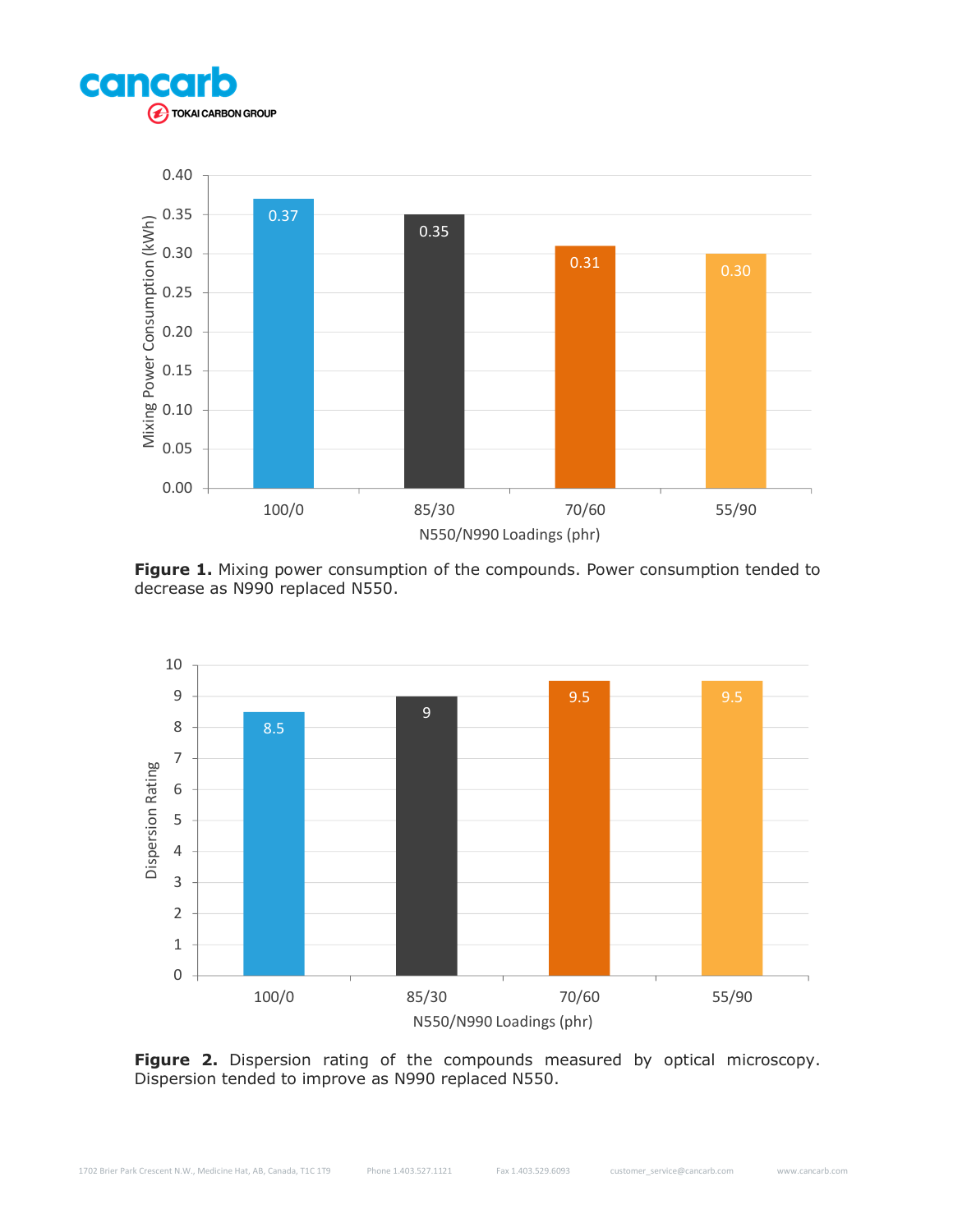**Figure 1.** Mixing power consumption of the compounds. Power consumption tended to decrease as N990 replaced N550.

**Figure 2.** Dispersion rating of the compounds measured by optical microscopy. Dispersion tended to improve as N990 replaced N550.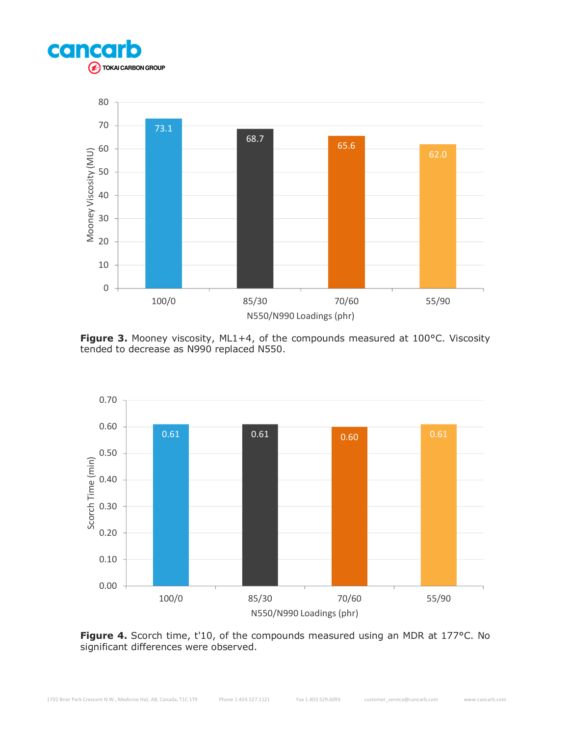**Figure 3.** Mooney viscosity, ML1+4, of the compounds measured at 100°C. Viscosity tended to decrease as N990 replaced N550.

**Figure 4.** Scorch time, t'10, of the compounds measured using an MDR at 177°C. No significant differences were observed.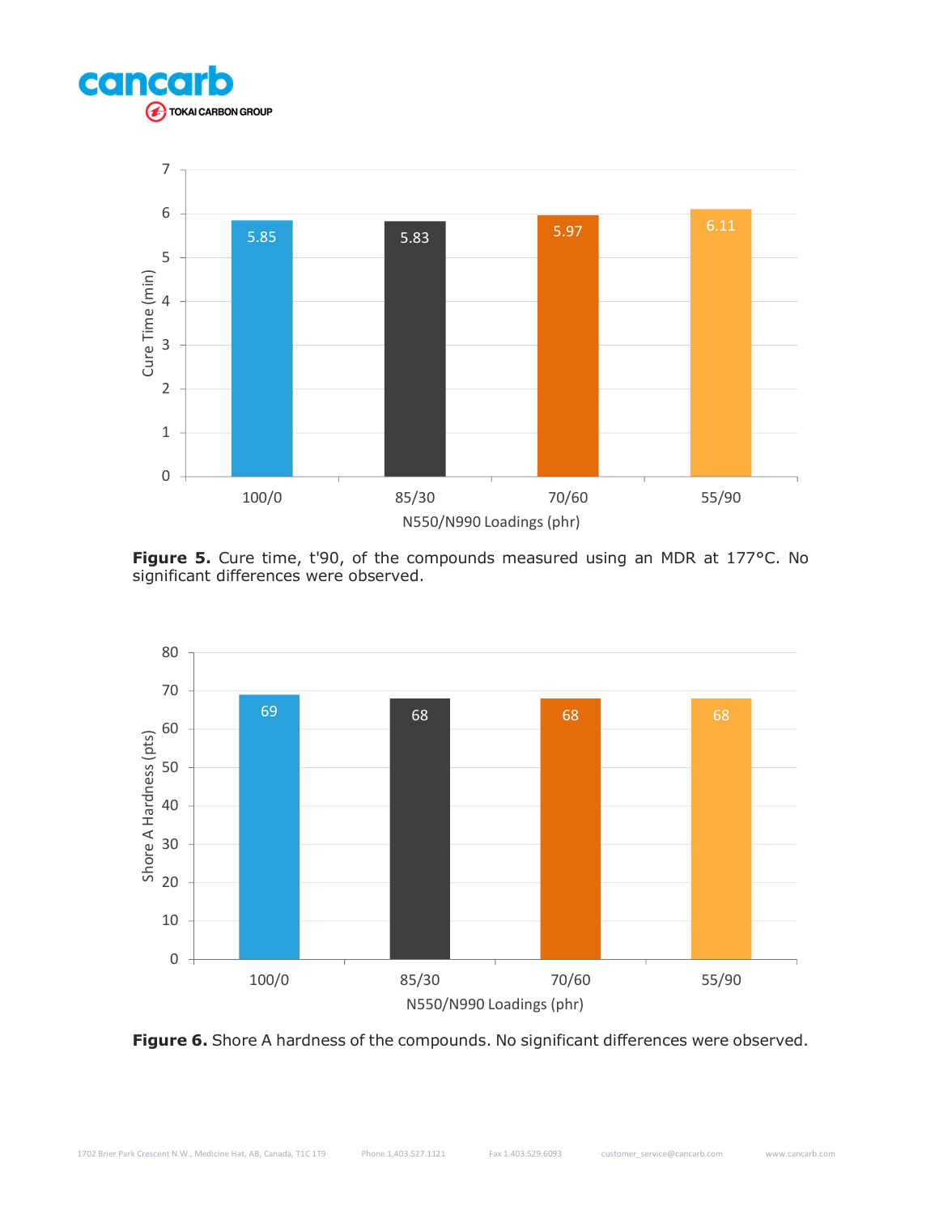**Figure 5.** Cure time, t'90, of the compounds measured using an MDR at 177°C. No significant differences were observed.

**Figure 6.** Shore A hardness of the compounds. No significant differences were observed.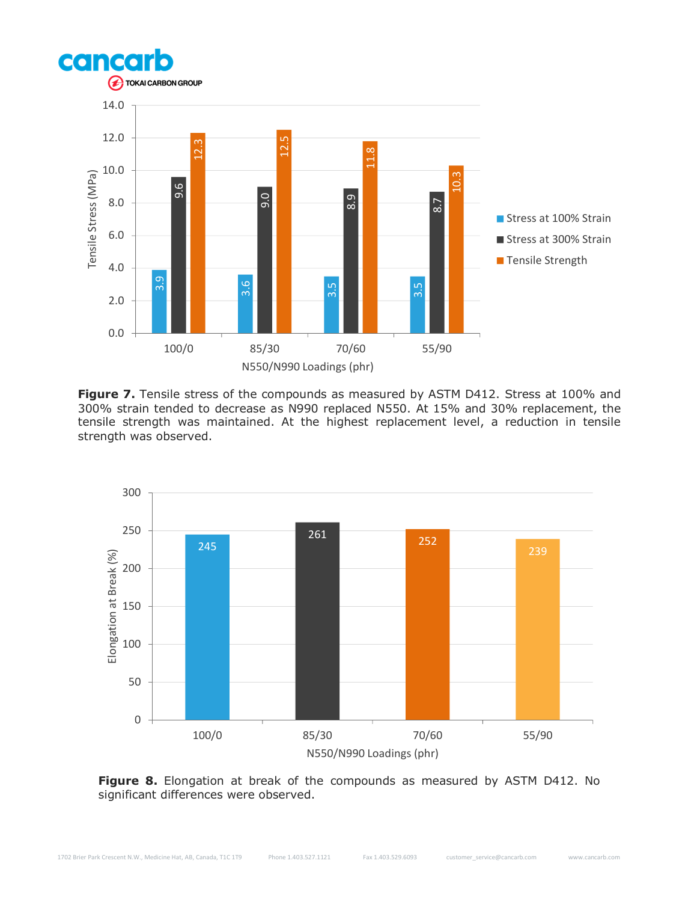**Figure 7.** Tensile stress of the compounds as measured by ASTM D412. Stress at 100% and 300% strain tended to decrease as N990 replaced N550. At 15% and 30% replacement, the tensile strength was maintained. At the highest replacement level, a reduction in tensile strength was observed.

**Figure 8.** Elongation at break of the compounds as measured by ASTM D412. No significant differences were observed.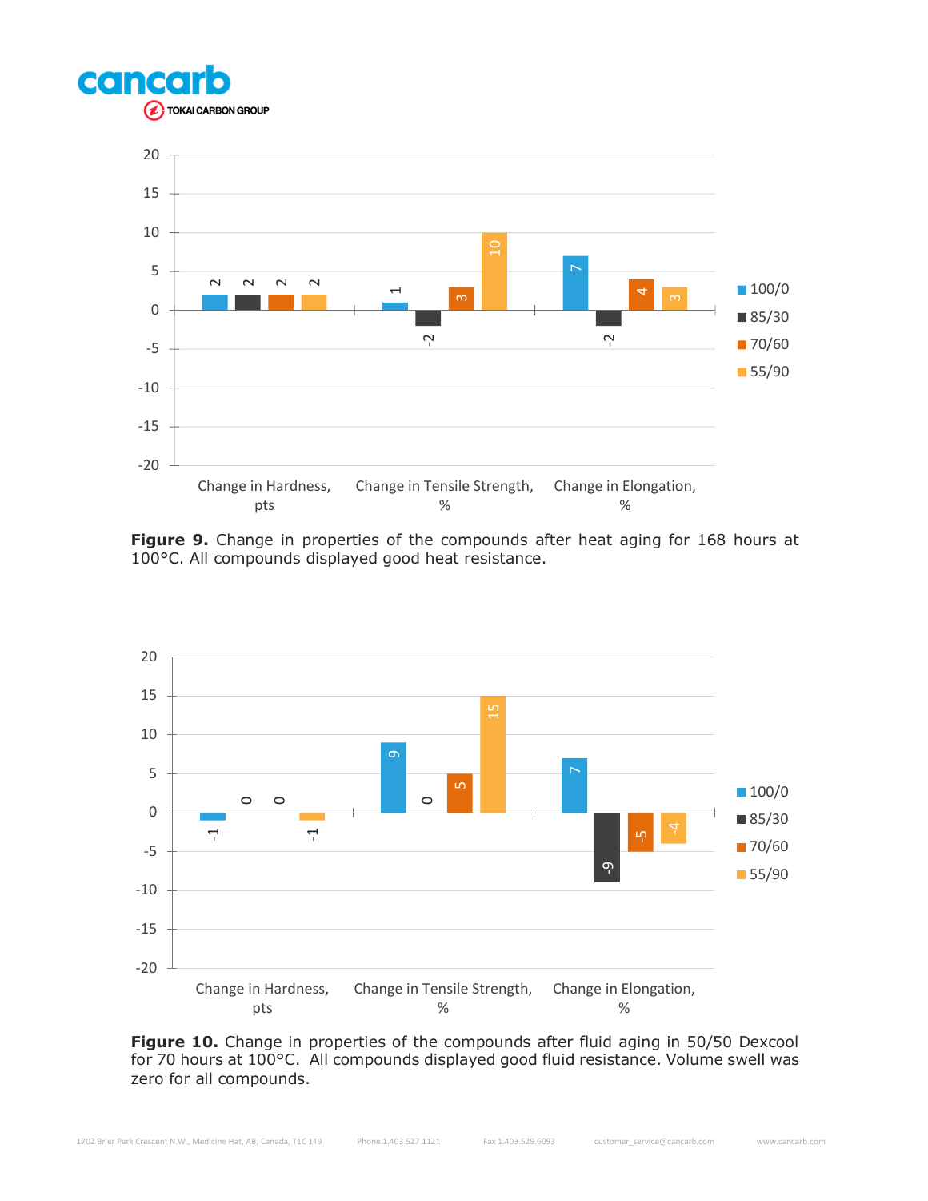| | 100/0 | 85/30 | 70/60 | 55/90 |
|---|---|---|---|---|
| Change in Hardness, pts | 2 | 2 | 2 | 2 |
| Change in Tensile Strength, % | 1 | -2 | 3 | 10 |
| Change in Elongation, % | 7 | -2 | 4 | 3 |

**Figure 9.** Change in properties of the compounds after heat aging for 168 hours at 100°C. All compounds displayed good heat resistance.

| | 100/0 | 85/30 | 70/60 | 55/90 |
|---|---|---|---|---|
| Change in Hardness, pts | -1 | 0 | 0 | -1 |
| Change in Tensile Strength, % | 9 | 0 | 5 | 15 |
| Change in Elongation, % | 7 | -9 | -5 | -4 |

**Figure 10.** Change in properties of the compounds after fluid aging in 50/50 Dexcool for 70 hours at 100°C. All compounds displayed good fluid resistance. Volume swell was zero for all compounds.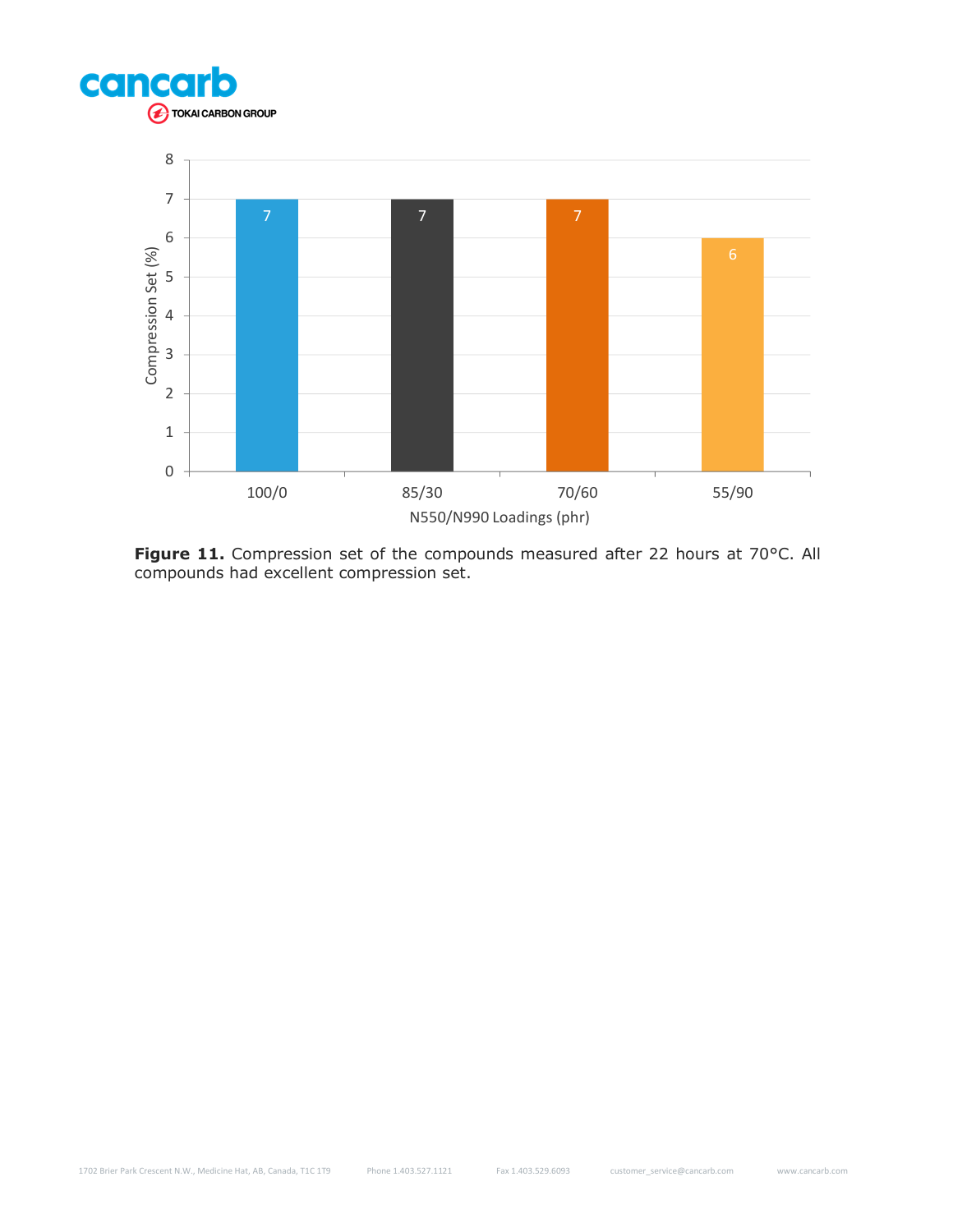8
7
6
5
4
3
2
1
0

Compression Set (%)

7
7
7
6

100/0
85/30
70/60
55/90

N550/N990 Loadings (phr)

**Figure 11.** Compression set of the compounds measured after 22 hours at 70°C. All compounds had excellent compression set.